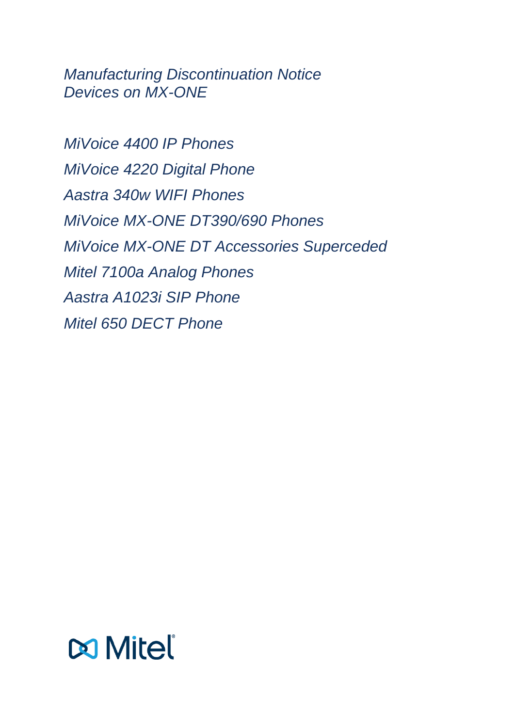# *Manufacturing Discontinuation Notice*
# *Devices on MX-ONE*

*MiVoice 4400 IP Phones*

*MiVoice 4220 Digital Phone*

*Aastra 340w WIFI Phones*

*MiVoice MX-ONE DT390/690 Phones*

*MiVoice MX-ONE DT Accessories Superceded*

*Mitel 7100a Analog Phones*

*Aastra A1023i SIP Phone*

*Mitel 650 DECT Phone*

Mitel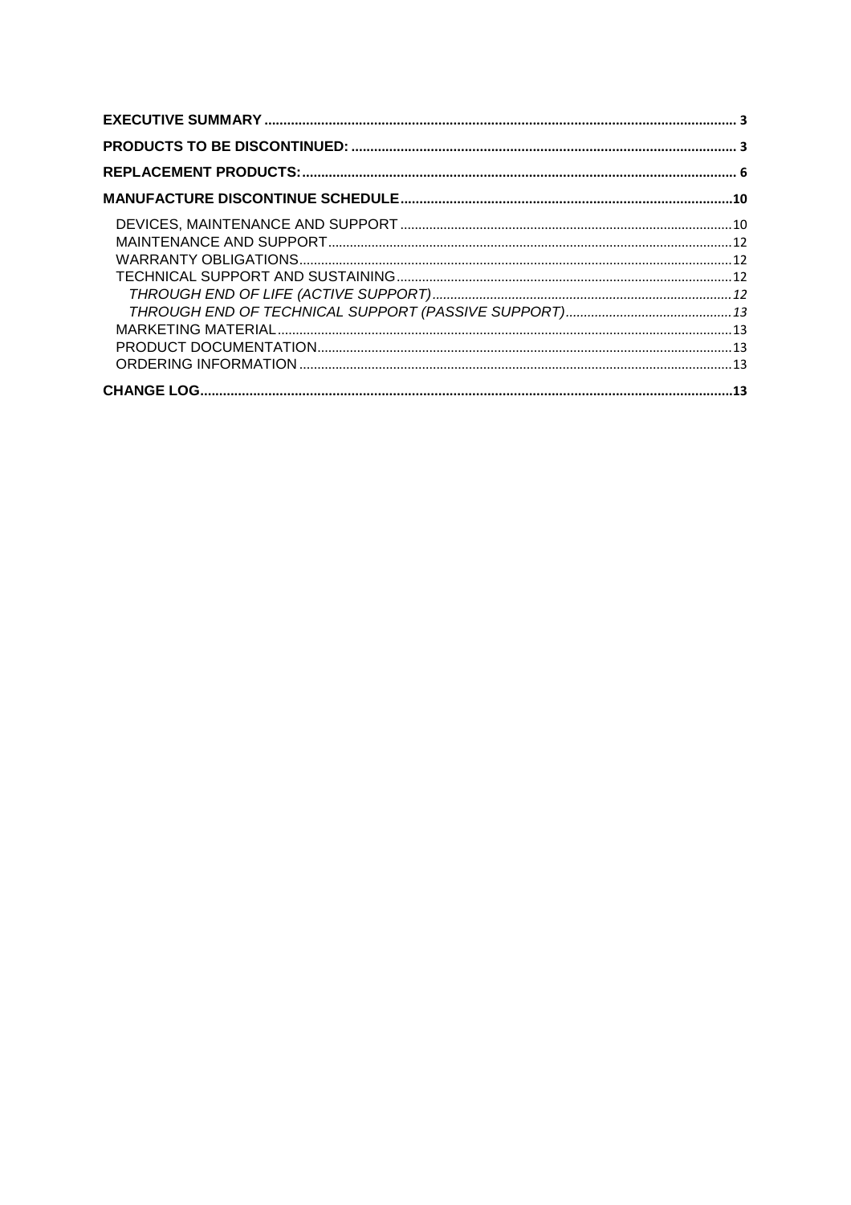**EXECUTIVE SUMMARY** ........................................................................................................................ 3

**PRODUCTS TO BE DISCONTINUED:** ................................................................................................ 3

**REPLACEMENT PRODUCTS:** ................................................................................................................ 6

**MANUFACTURE DISCONTINUE SCHEDULE** ....................................................................................10

- DEVICES, MAINTENANCE AND SUPPORT ..........................................................................................10
- MAINTENANCE AND SUPPORT..............................................................................................................12
- WARRANTY OBLIGATIONS.......................................................................................................................12
- TECHNICAL SUPPORT AND SUSTAINING............................................................................................12
  - *THROUGH END OF LIFE (ACTIVE SUPPORT)*..................................................................................12
  - *THROUGH END OF TECHNICAL SUPPORT (PASSIVE SUPPORT)*.............................................13
- MARKETING MATERIAL............................................................................................................................13
- PRODUCT DOCUMENTATION.................................................................................................................13
- ORDERING INFORMATION ......................................................................................................................13

**CHANGE LOG**..........................................................................................................................................13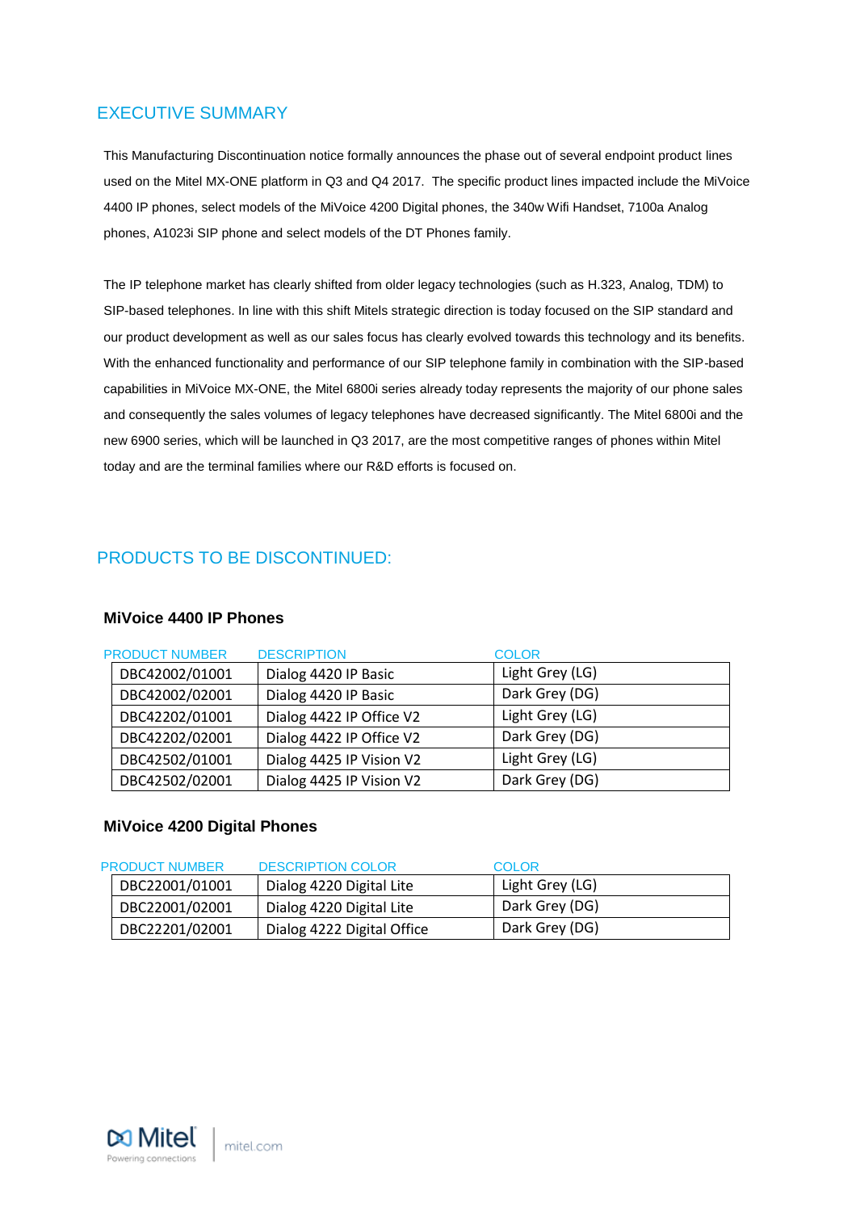## EXECUTIVE SUMMARY

This Manufacturing Discontinuation notice formally announces the phase out of several endpoint product lines used on the Mitel MX-ONE platform in Q3 and Q4 2017. The specific product lines impacted include the MiVoice 4400 IP phones, select models of the MiVoice 4200 Digital phones, the 340w Wifi Handset, 7100a Analog phones, A1023i SIP phone and select models of the DT Phones family.

The IP telephone market has clearly shifted from older legacy technologies (such as H.323, Analog, TDM) to SIP-based telephones. In line with this shift Mitels strategic direction is today focused on the SIP standard and our product development as well as our sales focus has clearly evolved towards this technology and its benefits. With the enhanced functionality and performance of our SIP telephone family in combination with the SIP-based capabilities in MiVoice MX-ONE, the Mitel 6800i series already today represents the majority of our phone sales and consequently the sales volumes of legacy telephones have decreased significantly. The Mitel 6800i and the new 6900 series, which will be launched in Q3 2017, are the most competitive ranges of phones within Mitel today and are the terminal families where our R&D efforts is focused on.

## PRODUCTS TO BE DISCONTINUED:

### MiVoice 4400 IP Phones

| PRODUCT NUMBER | DESCRIPTION | COLOR |
|---|---|---|
| DBC42002/01001 | Dialog 4420 IP Basic | Light Grey (LG) |
| DBC42002/02001 | Dialog 4420 IP Basic | Dark Grey (DG) |
| DBC42202/01001 | Dialog 4422 IP Office V2 | Light Grey (LG) |
| DBC42202/02001 | Dialog 4422 IP Office V2 | Dark Grey (DG) |
| DBC42502/01001 | Dialog 4425 IP Vision V2 | Light Grey (LG) |
| DBC42502/02001 | Dialog 4425 IP Vision V2 | Dark Grey (DG) |

### MiVoice 4200 Digital Phones

| PRODUCT NUMBER | DESCRIPTION COLOR | COLOR |
|---|---|---|
| DBC22001/01001 | Dialog 4220 Digital Lite | Light Grey (LG) |
| DBC22001/02001 | Dialog 4220 Digital Lite | Dark Grey (DG) |
| DBC22201/02001 | Dialog 4222 Digital Office | Dark Grey (DG) |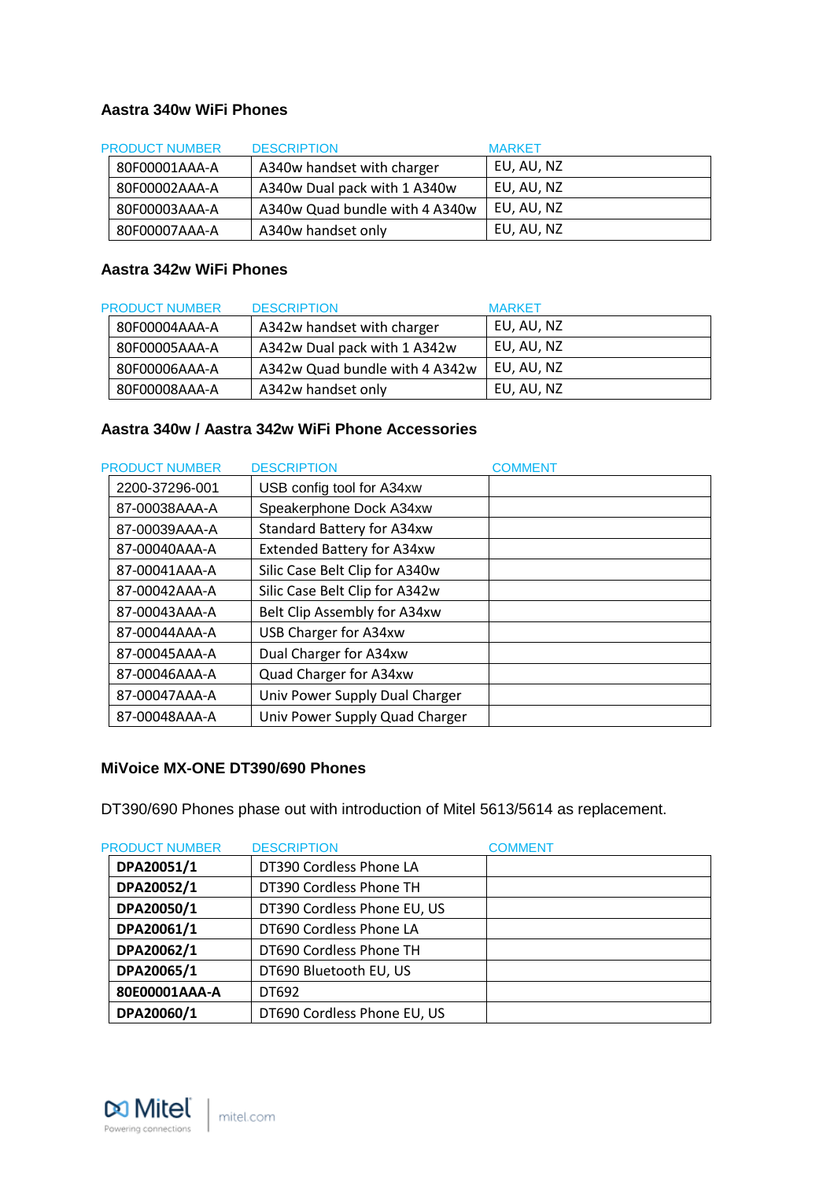### Aastra 340w WiFi Phones

| PRODUCT NUMBER | DESCRIPTION | MARKET |
|---|---|---|
| 80F00001AAA-A | A340w handset with charger | EU, AU, NZ |
| 80F00002AAA-A | A340w Dual pack with 1 A340w | EU, AU, NZ |
| 80F00003AAA-A | A340w Quad bundle with 4 A340w | EU, AU, NZ |
| 80F00007AAA-A | A340w handset only | EU, AU, NZ |

### Aastra 342w WiFi Phones

| PRODUCT NUMBER | DESCRIPTION | MARKET |
|---|---|---|
| 80F00004AAA-A | A342w handset with charger | EU, AU, NZ |
| 80F00005AAA-A | A342w Dual pack with 1 A342w | EU, AU, NZ |
| 80F00006AAA-A | A342w Quad bundle with 4 A342w | EU, AU, NZ |
| 80F00008AAA-A | A342w handset only | EU, AU, NZ |

### Aastra 340w / Aastra 342w WiFi Phone Accessories

| PRODUCT NUMBER | DESCRIPTION | COMMENT |
|---|---|---|
| 2200-37296-001 | USB config tool for A34xw | |
| 87-00038AAA-A | Speakerphone Dock A34xw | |
| 87-00039AAA-A | Standard Battery for A34xw | |
| 87-00040AAA-A | Extended Battery for A34xw | |
| 87-00041AAA-A | Silic Case Belt Clip for A340w | |
| 87-00042AAA-A | Silic Case Belt Clip for A342w | |
| 87-00043AAA-A | Belt Clip Assembly for A34xw | |
| 87-00044AAA-A | USB Charger for A34xw | |
| 87-00045AAA-A | Dual Charger for A34xw | |
| 87-00046AAA-A | Quad Charger for A34xw | |
| 87-00047AAA-A | Univ Power Supply Dual Charger | |
| 87-00048AAA-A | Univ Power Supply Quad Charger | |

### MiVoice MX-ONE DT390/690 Phones

DT390/690 Phones phase out with introduction of Mitel 5613/5614 as replacement.

| PRODUCT NUMBER | DESCRIPTION | COMMENT |
|---|---|---|
| **DPA20051/1** | DT390 Cordless Phone LA | |
| **DPA20052/1** | DT390 Cordless Phone TH | |
| **DPA20050/1** | DT390 Cordless Phone EU, US | |
| **DPA20061/1** | DT690 Cordless Phone LA | |
| **DPA20062/1** | DT690 Cordless Phone TH | |
| **DPA20065/1** | DT690 Bluetooth EU, US | |
| **80E00001AAA-A** | DT692 | |
| **DPA20060/1** | DT690 Cordless Phone EU, US | |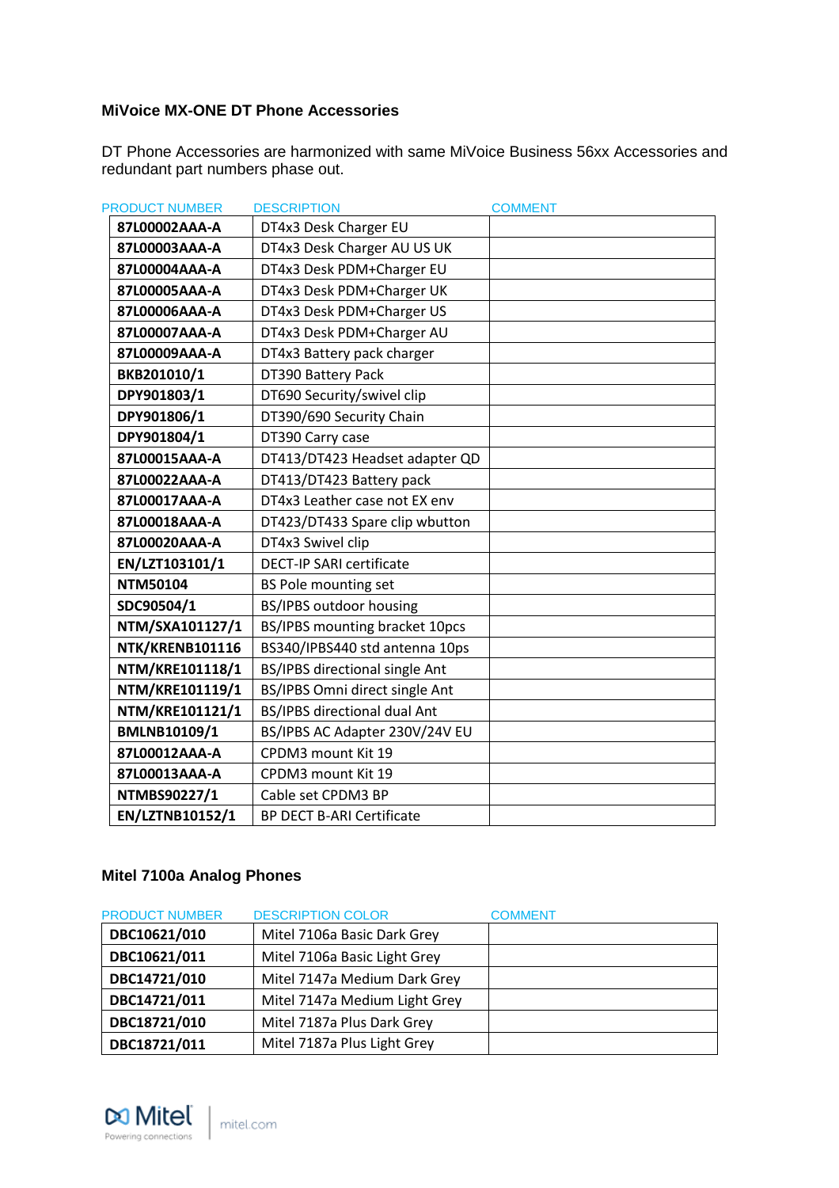### MiVoice MX-ONE DT Phone Accessories

DT Phone Accessories are harmonized with same MiVoice Business 56xx Accessories and redundant part numbers phase out.

| PRODUCT NUMBER | DESCRIPTION | COMMENT |
|---|---|---|
| **87L00002AAA-A** | DT4x3 Desk Charger EU | |
| **87L00003AAA-A** | DT4x3 Desk Charger AU US UK | |
| **87L00004AAA-A** | DT4x3 Desk PDM+Charger EU | |
| **87L00005AAA-A** | DT4x3 Desk PDM+Charger UK | |
| **87L00006AAA-A** | DT4x3 Desk PDM+Charger US | |
| **87L00007AAA-A** | DT4x3 Desk PDM+Charger AU | |
| **87L00009AAA-A** | DT4x3 Battery pack charger | |
| **BKB201010/1** | DT390 Battery Pack | |
| **DPY901803/1** | DT690 Security/swivel clip | |
| **DPY901806/1** | DT390/690 Security Chain | |
| **DPY901804/1** | DT390 Carry case | |
| **87L00015AAA-A** | DT413/DT423 Headset adapter QD | |
| **87L00022AAA-A** | DT413/DT423 Battery pack | |
| **87L00017AAA-A** | DT4x3 Leather case not EX env | |
| **87L00018AAA-A** | DT423/DT433 Spare clip wbutton | |
| **87L00020AAA-A** | DT4x3 Swivel clip | |
| **EN/LZT103101/1** | DECT-IP SARI certificate | |
| **NTM50104** | BS Pole mounting set | |
| **SDC90504/1** | BS/IPBS outdoor housing | |
| **NTM/SXA101127/1** | BS/IPBS mounting bracket 10pcs | |
| **NTK/KRENB101116** | BS340/IPBS440 std antenna 10ps | |
| **NTM/KRE101118/1** | BS/IPBS directional single Ant | |
| **NTM/KRE101119/1** | BS/IPBS Omni direct single Ant | |
| **NTM/KRE101121/1** | BS/IPBS directional dual Ant | |
| **BMLNB10109/1** | BS/IPBS AC Adapter 230V/24V EU | |
| **87L00012AAA-A** | CPDM3 mount Kit 19 | |
| **87L00013AAA-A** | CPDM3 mount Kit 19 | |
| **NTMBS90227/1** | Cable set CPDM3 BP | |
| **EN/LZTNB10152/1** | BP DECT B-ARI Certificate | |

### Mitel 7100a Analog Phones

| PRODUCT NUMBER | DESCRIPTION COLOR | COMMENT |
|---|---|---|
| **DBC10621/010** | Mitel 7106a Basic Dark Grey | |
| **DBC10621/011** | Mitel 7106a Basic Light Grey | |
| **DBC14721/010** | Mitel 7147a Medium Dark Grey | |
| **DBC14721/011** | Mitel 7147a Medium Light Grey | |
| **DBC18721/010** | Mitel 7187a Plus Dark Grey | |
| **DBC18721/011** | Mitel 7187a Plus Light Grey | |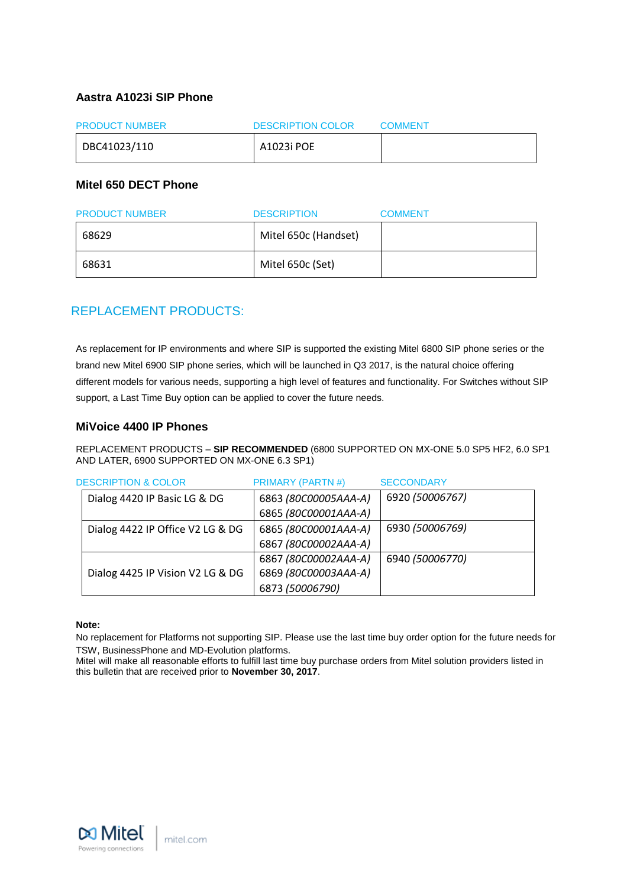### Aastra A1023i SIP Phone

| PRODUCT NUMBER | DESCRIPTION COLOR | COMMENT |
|---|---|---|
| DBC41023/110 | A1023i POE | |

### Mitel 650 DECT Phone

| PRODUCT NUMBER | DESCRIPTION | COMMENT |
|---|---|---|
| 68629 | Mitel 650c (Handset) | |
| 68631 | Mitel 650c (Set) | |

## REPLACEMENT PRODUCTS:

As replacement for IP environments and where SIP is supported the existing Mitel 6800 SIP phone series or the brand new Mitel 6900 SIP phone series, which will be launched in Q3 2017, is the natural choice offering different models for various needs, supporting a high level of features and functionality. For Switches without SIP support, a Last Time Buy option can be applied to cover the future needs.

### MiVoice 4400 IP Phones

REPLACEMENT PRODUCTS – **SIP RECOMMENDED** (6800 SUPPORTED ON MX-ONE 5.0 SP5 HF2, 6.0 SP1 AND LATER, 6900 SUPPORTED ON MX-ONE 6.3 SP1)

| DESCRIPTION & COLOR | PRIMARY (PARTN #) | SECCONDARY |
|---|---|---|
| Dialog 4420 IP Basic LG & DG | 6863 *(80C00005AAA-A)*<br>6865 *(80C00001AAA-A)* | 6920 *(50006767)* |
| Dialog 4422 IP Office V2 LG & DG | 6865 *(80C00001AAA-A)*<br>6867 *(80C00002AAA-A)* | 6930 *(50006769)* |
| Dialog 4425 IP Vision V2 LG & DG | 6867 *(80C00002AAA-A)*<br>6869 *(80C00003AAA-A)*<br>6873 *(50006790)* | 6940 *(50006770)* |

**Note:**
No replacement for Platforms not supporting SIP. Please use the last time buy order option for the future needs for TSW, BusinessPhone and MD-Evolution platforms.
Mitel will make all reasonable efforts to fulfill last time buy purchase orders from Mitel solution providers listed in this bulletin that are received prior to **November 30, 2017**.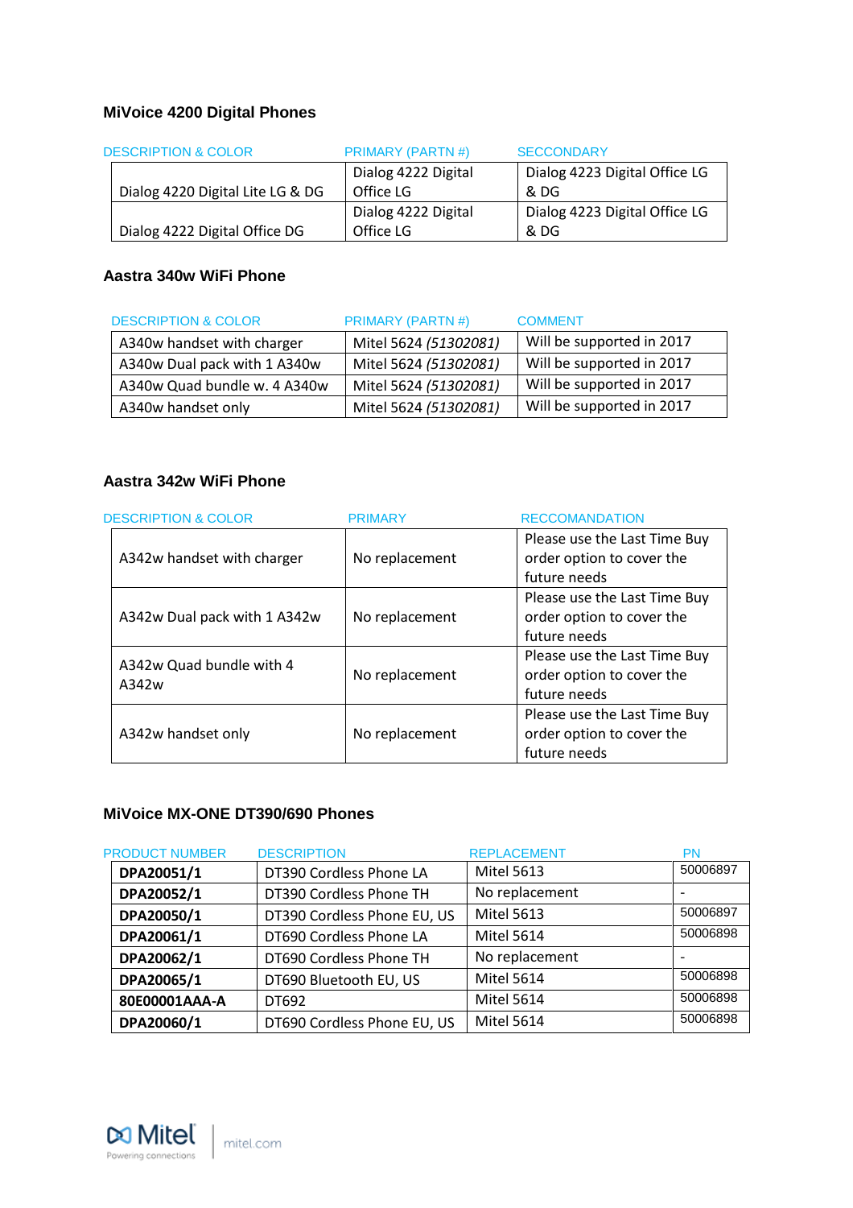### MiVoice 4200 Digital Phones

| DESCRIPTION & COLOR | PRIMARY (PARTN #) | SECCONDARY |
|---|---|---|
| Dialog 4220 Digital Lite LG & DG | Dialog 4222 Digital Office LG | Dialog 4223 Digital Office LG & DG |
| Dialog 4222 Digital Office DG | Dialog 4222 Digital Office LG | Dialog 4223 Digital Office LG & DG |

### Aastra 340w WiFi Phone

| DESCRIPTION & COLOR | PRIMARY (PARTN #) | COMMENT |
|---|---|---|
| A340w handset with charger | Mitel 5624 *(51302081)* | Will be supported in 2017 |
| A340w Dual pack with 1 A340w | Mitel 5624 *(51302081)* | Will be supported in 2017 |
| A340w Quad bundle w. 4 A340w | Mitel 5624 *(51302081)* | Will be supported in 2017 |
| A340w handset only | Mitel 5624 *(51302081)* | Will be supported in 2017 |

### Aastra 342w WiFi Phone

| DESCRIPTION & COLOR | PRIMARY | RECCOMANDATION |
|---|---|---|
| A342w handset with charger | No replacement | Please use the Last Time Buy order option to cover the future needs |
| A342w Dual pack with 1 A342w | No replacement | Please use the Last Time Buy order option to cover the future needs |
| A342w Quad bundle with 4 A342w | No replacement | Please use the Last Time Buy order option to cover the future needs |
| A342w handset only | No replacement | Please use the Last Time Buy order option to cover the future needs |

### MiVoice MX-ONE DT390/690 Phones

| PRODUCT NUMBER | DESCRIPTION | REPLACEMENT | PN |
|---|---|---|---|
| **DPA20051/1** | DT390 Cordless Phone LA | Mitel 5613 | 50006897 |
| **DPA20052/1** | DT390 Cordless Phone TH | No replacement | - |
| **DPA20050/1** | DT390 Cordless Phone EU, US | Mitel 5613 | 50006897 |
| **DPA20061/1** | DT690 Cordless Phone LA | Mitel 5614 | 50006898 |
| **DPA20062/1** | DT690 Cordless Phone TH | No replacement | - |
| **DPA20065/1** | DT690 Bluetooth EU, US | Mitel 5614 | 50006898 |
| **80E00001AAA-A** | DT692 | Mitel 5614 | 50006898 |
| **DPA20060/1** | DT690 Cordless Phone EU, US | Mitel 5614 | 50006898 |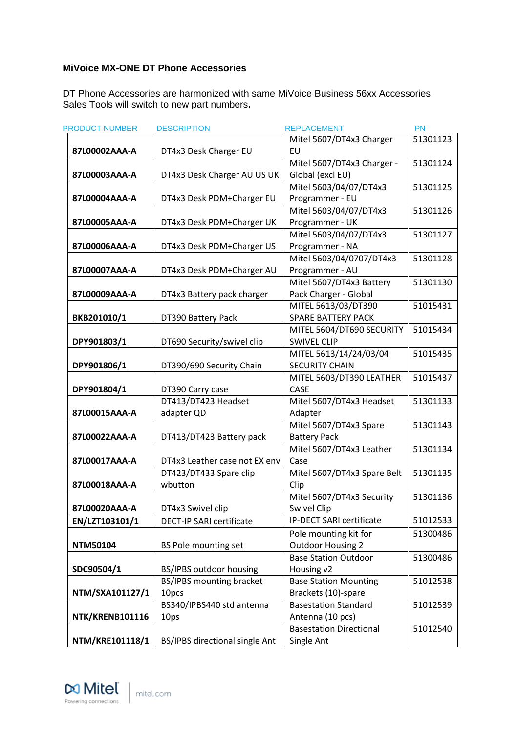### MiVoice MX-ONE DT Phone Accessories

DT Phone Accessories are harmonized with same MiVoice Business 56xx Accessories. Sales Tools will switch to new part numbers.

| PRODUCT NUMBER | DESCRIPTION | REPLACEMENT | PN |
|---|---|---|---|
| **87L00002AAA-A** | DT4x3 Desk Charger EU | Mitel 5607/DT4x3 Charger EU | 51301123 |
| **87L00003AAA-A** | DT4x3 Desk Charger AU US UK | Mitel 5607/DT4x3 Charger - Global (excl EU) | 51301124 |
| **87L00004AAA-A** | DT4x3 Desk PDM+Charger EU | Mitel 5603/04/07/DT4x3 Programmer - EU | 51301125 |
| **87L00005AAA-A** | DT4x3 Desk PDM+Charger UK | Mitel 5603/04/07/DT4x3 Programmer - UK | 51301126 |
| **87L00006AAA-A** | DT4x3 Desk PDM+Charger US | Mitel 5603/04/07/DT4x3 Programmer - NA | 51301127 |
| **87L00007AAA-A** | DT4x3 Desk PDM+Charger AU | Mitel 5603/04/0707/DT4x3 Programmer - AU | 51301128 |
| **87L00009AAA-A** | DT4x3 Battery pack charger | Mitel 5607/DT4x3 Battery Pack Charger - Global | 51301130 |
| **BKB201010/1** | DT390 Battery Pack | MITEL 5613/03/DT390 SPARE BATTERY PACK | 51015431 |
| **DPY901803/1** | DT690 Security/swivel clip | MITEL 5604/DT690 SECURITY SWIVEL CLIP | 51015434 |
| **DPY901806/1** | DT390/690 Security Chain | MITEL 5613/14/24/03/04 SECURITY CHAIN | 51015435 |
| **DPY901804/1** | DT390 Carry case | MITEL 5603/DT390 LEATHER CASE | 51015437 |
| **87L00015AAA-A** | DT413/DT423 Headset adapter QD | Mitel 5607/DT4x3 Headset Adapter | 51301133 |
| **87L00022AAA-A** | DT413/DT423 Battery pack | Mitel 5607/DT4x3 Spare Battery Pack | 51301143 |
| **87L00017AAA-A** | DT4x3 Leather case not EX env | Mitel 5607/DT4x3 Leather Case | 51301134 |
| **87L00018AAA-A** | DT423/DT433 Spare clip wbutton | Mitel 5607/DT4x3 Spare Belt Clip | 51301135 |
| **87L00020AAA-A** | DT4x3 Swivel clip | Mitel 5607/DT4x3 Security Swivel Clip | 51301136 |
| **EN/LZT103101/1** | DECT-IP SARI certificate | IP-DECT SARI certificate | 51012533 |
| **NTM50104** | BS Pole mounting set | Pole mounting kit for Outdoor Housing 2 | 51300486 |
| **SDC90504/1** | BS/IPBS outdoor housing | Base Station Outdoor Housing v2 | 51300486 |
| **NTM/SXA101127/1** | BS/IPBS mounting bracket 10pcs | Base Station Mounting Brackets (10)-spare | 51012538 |
| **NTK/KRENB101116** | BS340/IPBS440 std antenna 10ps | Basestation Standard Antenna (10 pcs) | 51012539 |
| **NTM/KRE101118/1** | BS/IPBS directional single Ant | Basestation Directional Single Ant | 51012540 |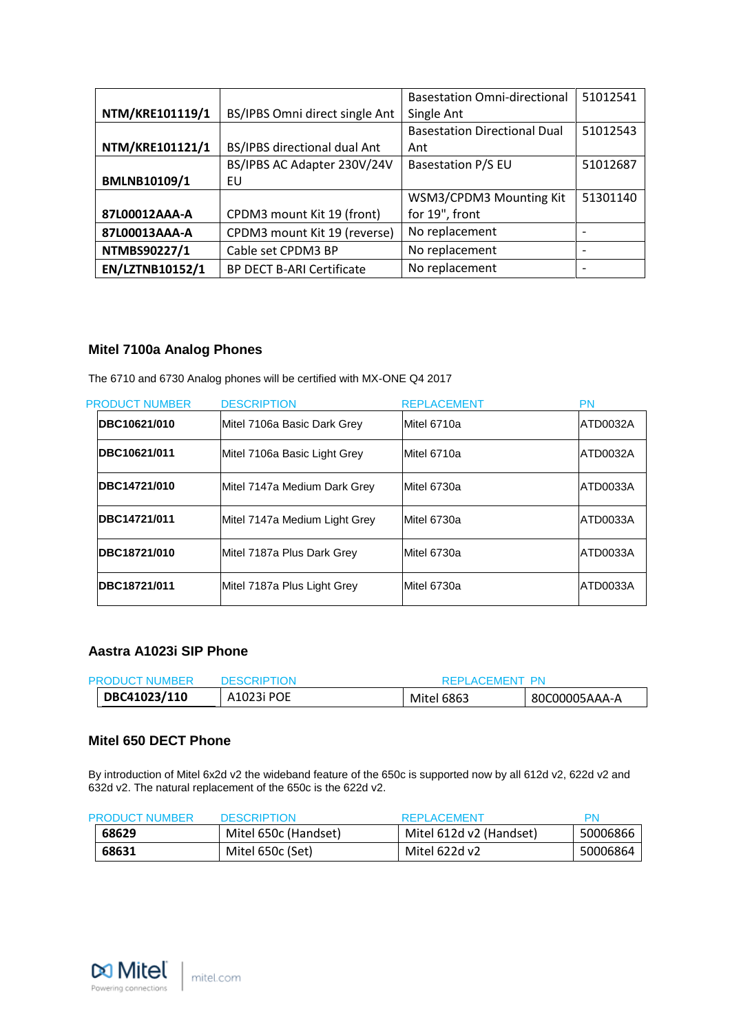| | | | |
|---|---|---|---|
| **NTM/KRE101119/1** | BS/IPBS Omni direct single Ant | Basestation Omni-directional Single Ant | 51012541 |
| **NTM/KRE101121/1** | BS/IPBS directional dual Ant | Basestation Directional Dual Ant | 51012543 |
| **BMLNB10109/1** | BS/IPBS AC Adapter 230V/24V EU | Basestation P/S EU | 51012687 |
| **87L00012AAA-A** | CPDM3 mount Kit 19 (front) | WSM3/CPDM3 Mounting Kit for 19", front | 51301140 |
| **87L00013AAA-A** | CPDM3 mount Kit 19 (reverse) | No replacement | - |
| **NTMBS90227/1** | Cable set CPDM3 BP | No replacement | - |
| **EN/LZTNB10152/1** | BP DECT B-ARI Certificate | No replacement | - |

## Mitel 7100a Analog Phones

The 6710 and 6730 Analog phones will be certified with MX-ONE Q4 2017

| PRODUCT NUMBER | DESCRIPTION | REPLACEMENT | PN |
|---|---|---|---|
| **DBC10621/010** | Mitel 7106a Basic Dark Grey | Mitel 6710a | ATD0032A |
| **DBC10621/011** | Mitel 7106a Basic Light Grey | Mitel 6710a | ATD0032A |
| **DBC14721/010** | Mitel 7147a Medium Dark Grey | Mitel 6730a | ATD0033A |
| **DBC14721/011** | Mitel 7147a Medium Light Grey | Mitel 6730a | ATD0033A |
| **DBC18721/010** | Mitel 7187a Plus Dark Grey | Mitel 6730a | ATD0033A |
| **DBC18721/011** | Mitel 7187a Plus Light Grey | Mitel 6730a | ATD0033A |

## Aastra A1023i SIP Phone

| PRODUCT NUMBER | DESCRIPTION | REPLACEMENT | PN |
|---|---|---|---|
| **DBC41023/110** | A1023i POE | Mitel 6863 | 80C00005AAA-A |

## Mitel 650 DECT Phone

By introduction of Mitel 6x2d v2 the wideband feature of the 650c is supported now by all 612d v2, 622d v2 and 632d v2. The natural replacement of the 650c is the 622d v2.

| PRODUCT NUMBER | DESCRIPTION | REPLACEMENT | PN |
|---|---|---|---|
| **68629** | Mitel 650c (Handset) | Mitel 612d v2 (Handset) | 50006866 |
| **68631** | Mitel 650c (Set) | Mitel 622d v2 | 50006864 |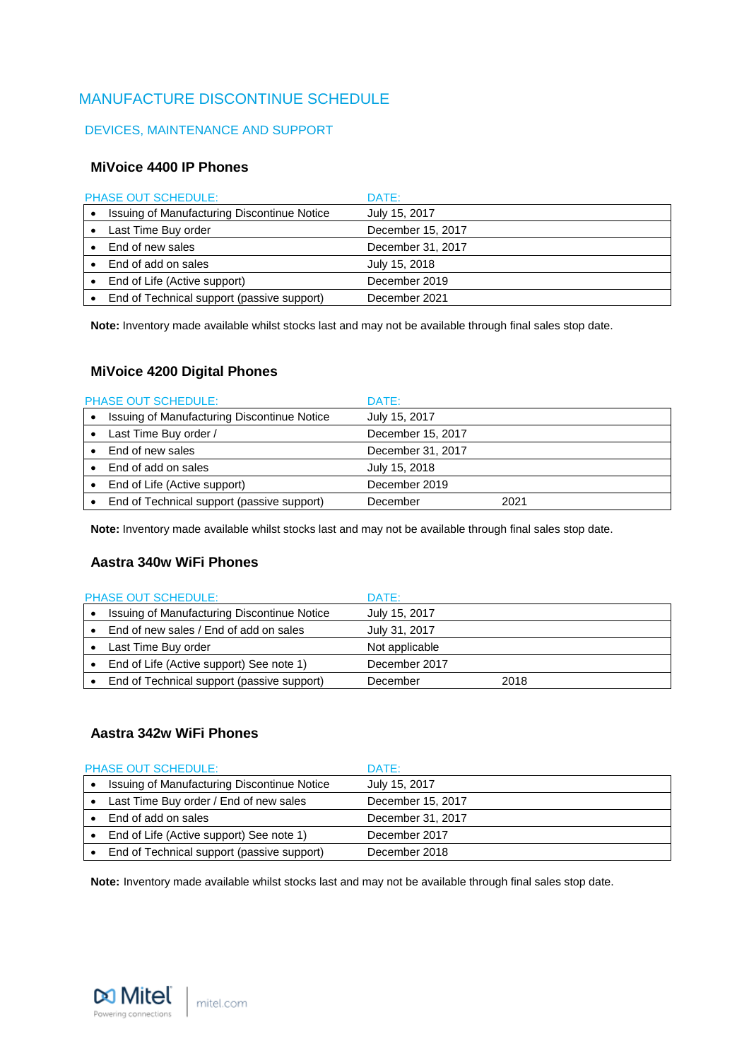# MANUFACTURE DISCONTINUE SCHEDULE

## DEVICES, MAINTENANCE AND SUPPORT

### MiVoice 4400 IP Phones

| PHASE OUT SCHEDULE: | DATE: |
|---|---|
| • Issuing of Manufacturing Discontinue Notice | July 15, 2017 |
| • Last Time Buy order | December 15, 2017 |
| • End of new sales | December 31, 2017 |
| • End of add on sales | July 15, 2018 |
| • End of Life (Active support) | December 2019 |
| • End of Technical support (passive support) | December 2021 |

**Note:** Inventory made available whilst stocks last and may not be available through final sales stop date.

### MiVoice 4200 Digital Phones

| PHASE OUT SCHEDULE: | DATE: |
|---|---|
| • Issuing of Manufacturing Discontinue Notice | July 15, 2017 |
| • Last Time Buy order / | December 15, 2017 |
| • End of new sales | December 31, 2017 |
| • End of add on sales | July 15, 2018 |
| • End of Life (Active support) | December 2019 |
| • End of Technical support (passive support) | December 2021 |

**Note:** Inventory made available whilst stocks last and may not be available through final sales stop date.

### Aastra 340w WiFi Phones

| PHASE OUT SCHEDULE: | DATE: |
|---|---|
| • Issuing of Manufacturing Discontinue Notice | July 15, 2017 |
| • End of new sales / End of add on sales | July 31, 2017 |
| • Last Time Buy order | Not applicable |
| • End of Life (Active support) See note 1) | December 2017 |
| • End of Technical support (passive support) | December 2018 |

### Aastra 342w WiFi Phones

| PHASE OUT SCHEDULE: | DATE: |
|---|---|
| • Issuing of Manufacturing Discontinue Notice | July 15, 2017 |
| • Last Time Buy order / End of new sales | December 15, 2017 |
| • End of add on sales | December 31, 2017 |
| • End of Life (Active support) See note 1) | December 2017 |
| • End of Technical support (passive support) | December 2018 |

**Note:** Inventory made available whilst stocks last and may not be available through final sales stop date.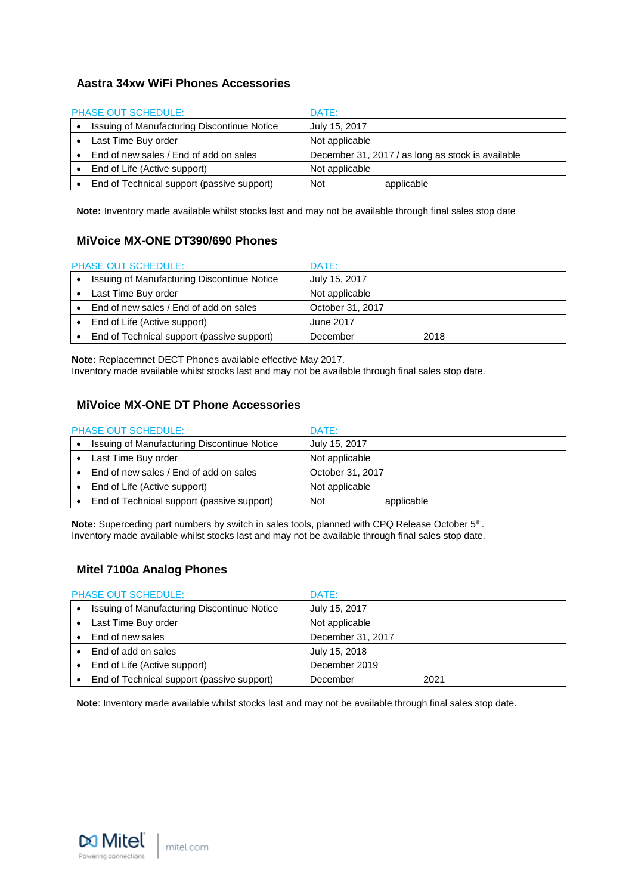### Aastra 34xw WiFi Phones Accessories

| PHASE OUT SCHEDULE: | DATE: |
| --- | --- |
| • Issuing of Manufacturing Discontinue Notice | July 15, 2017 |
| • Last Time Buy order | Not applicable |
| • End of new sales / End of add on sales | December 31, 2017 / as long as stock is available |
| • End of Life (Active support) | Not applicable |
| • End of Technical support (passive support) | Not applicable |

**Note:** Inventory made available whilst stocks last and may not be available through final sales stop date

### MiVoice MX-ONE DT390/690 Phones

| PHASE OUT SCHEDULE: | DATE: |
| --- | --- |
| • Issuing of Manufacturing Discontinue Notice | July 15, 2017 |
| • Last Time Buy order | Not applicable |
| • End of new sales / End of add on sales | October 31, 2017 |
| • End of Life (Active support) | June 2017 |
| • End of Technical support (passive support) | December 2018 |

**Note:** Replacemnet DECT Phones available effective May 2017.
Inventory made available whilst stocks last and may not be available through final sales stop date.

### MiVoice MX-ONE DT Phone Accessories

| PHASE OUT SCHEDULE: | DATE: |
| --- | --- |
| • Issuing of Manufacturing Discontinue Notice | July 15, 2017 |
| • Last Time Buy order | Not applicable |
| • End of new sales / End of add on sales | October 31, 2017 |
| • End of Life (Active support) | Not applicable |
| • End of Technical support (passive support) | Not applicable |

**Note:** Superceding part numbers by switch in sales tools, planned with CPQ Release October 5th.
Inventory made available whilst stocks last and may not be available through final sales stop date.

### Mitel 7100a Analog Phones

| PHASE OUT SCHEDULE: | DATE: |
| --- | --- |
| • Issuing of Manufacturing Discontinue Notice | July 15, 2017 |
| • Last Time Buy order | Not applicable |
| • End of new sales | December 31, 2017 |
| • End of add on sales | July 15, 2018 |
| • End of Life (Active support) | December 2019 |
| • End of Technical support (passive support) | December 2021 |

**Note**: Inventory made available whilst stocks last and may not be available through final sales stop date.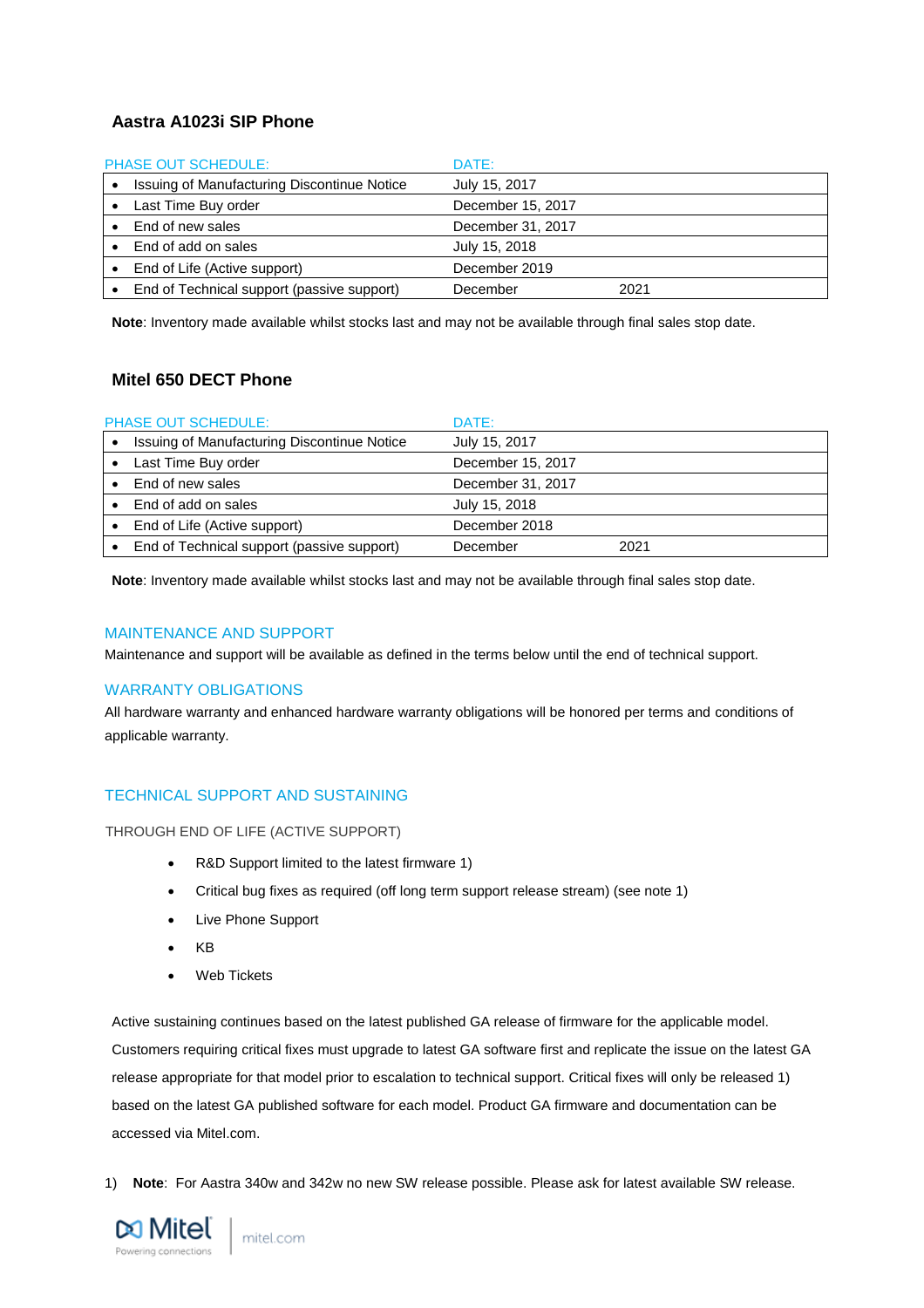### Aastra A1023i SIP Phone

| PHASE OUT SCHEDULE: | DATE: |
|---|---|
| • Issuing of Manufacturing Discontinue Notice | July 15, 2017 |
| • Last Time Buy order | December 15, 2017 |
| • End of new sales | December 31, 2017 |
| • End of add on sales | July 15, 2018 |
| • End of Life (Active support) | December 2019 |
| • End of Technical support (passive support) | December 2021 |

**Note**: Inventory made available whilst stocks last and may not be available through final sales stop date.

### Mitel 650 DECT Phone

| PHASE OUT SCHEDULE: | DATE: |
|---|---|
| • Issuing of Manufacturing Discontinue Notice | July 15, 2017 |
| • Last Time Buy order | December 15, 2017 |
| • End of new sales | December 31, 2017 |
| • End of add on sales | July 15, 2018 |
| • End of Life (Active support) | December 2018 |
| • End of Technical support (passive support) | December 2021 |

**Note**: Inventory made available whilst stocks last and may not be available through final sales stop date.

## MAINTENANCE AND SUPPORT

Maintenance and support will be available as defined in the terms below until the end of technical support.

## WARRANTY OBLIGATIONS

All hardware warranty and enhanced hardware warranty obligations will be honored per terms and conditions of applicable warranty.

## TECHNICAL SUPPORT AND SUSTAINING

THROUGH END OF LIFE (ACTIVE SUPPORT)

- R&D Support limited to the latest firmware 1)
- Critical bug fixes as required (off long term support release stream) (see note 1)
- Live Phone Support
- KB
- Web Tickets

Active sustaining continues based on the latest published GA release of firmware for the applicable model. Customers requiring critical fixes must upgrade to latest GA software first and replicate the issue on the latest GA release appropriate for that model prior to escalation to technical support. Critical fixes will only be released 1) based on the latest GA published software for each model. Product GA firmware and documentation can be accessed via Mitel.com.

1) **Note**: For Aastra 340w and 342w no new SW release possible. Please ask for latest available SW release.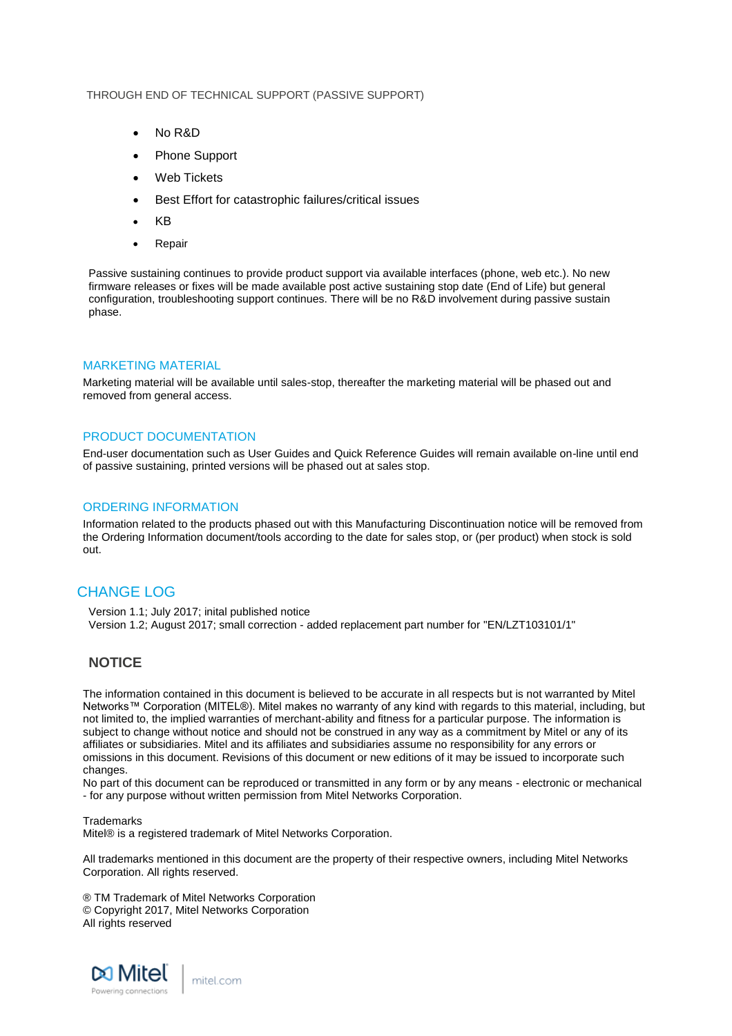THROUGH END OF TECHNICAL SUPPORT (PASSIVE SUPPORT)

- No R&D
- Phone Support
- Web Tickets
- Best Effort for catastrophic failures/critical issues
- KB
- Repair

Passive sustaining continues to provide product support via available interfaces (phone, web etc.). No new firmware releases or fixes will be made available post active sustaining stop date (End of Life) but general configuration, troubleshooting support continues. There will be no R&D involvement during passive sustain phase.

### MARKETING MATERIAL

Marketing material will be available until sales-stop, thereafter the marketing material will be phased out and removed from general access.

### PRODUCT DOCUMENTATION

End-user documentation such as User Guides and Quick Reference Guides will remain available on-line until end of passive sustaining, printed versions will be phased out at sales stop.

### ORDERING INFORMATION

Information related to the products phased out with this Manufacturing Discontinuation notice will be removed from the Ordering Information document/tools according to the date for sales stop, or (per product) when stock is sold out.

## CHANGE LOG

Version 1.1; July 2017; inital published notice
Version 1.2; August 2017; small correction - added replacement part number for "EN/LZT103101/1"

## NOTICE

The information contained in this document is believed to be accurate in all respects but is not warranted by Mitel Networks™ Corporation (MITEL®). Mitel makes no warranty of any kind with regards to this material, including, but not limited to, the implied warranties of merchant-ability and fitness for a particular purpose. The information is subject to change without notice and should not be construed in any way as a commitment by Mitel or any of its affiliates or subsidiaries. Mitel and its affiliates and subsidiaries assume no responsibility for any errors or omissions in this document. Revisions of this document or new editions of it may be issued to incorporate such changes.
No part of this document can be reproduced or transmitted in any form or by any means - electronic or mechanical - for any purpose without written permission from Mitel Networks Corporation.

Trademarks
Mitel® is a registered trademark of Mitel Networks Corporation.

All trademarks mentioned in this document are the property of their respective owners, including Mitel Networks Corporation. All rights reserved.

® TM Trademark of Mitel Networks Corporation
© Copyright 2017, Mitel Networks Corporation
All rights reserved

Mitel
Powering connections
mitel.com